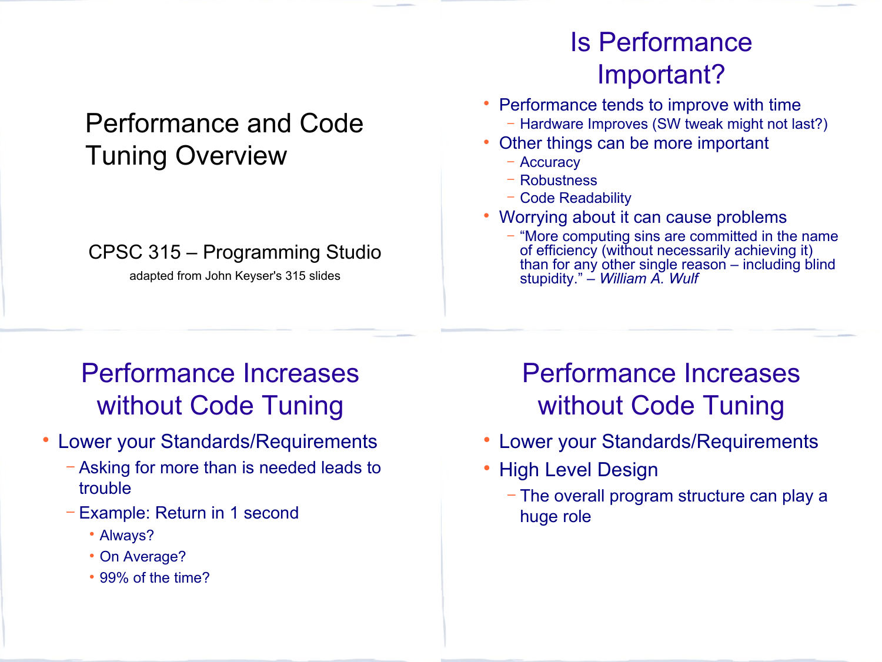# Performance and Code Tuning Overview

CPSC 315 – Programming Studio

adapted from John Keyser's 315 slides

## Is Performance Important?

- Performance tends to improve with time
  - Hardware Improves (SW tweak might not last?)
- Other things can be more important
  - Accuracy
  - Robustness
  - Code Readability
- Worrying about it can cause problems
  - "More computing sins are committed in the name of efficiency (without necessarily achieving it) than for any other single reason – including blind stupidity." – *William A. Wulf*

## Performance Increases without Code Tuning

- Lower your Standards/Requirements
  - Asking for more than is needed leads to trouble
  - Example: Return in 1 second
    - Always?
    - On Average?
    - 99% of the time?

## Performance Increases without Code Tuning

- Lower your Standards/Requirements
- High Level Design
  - The overall program structure can play a huge role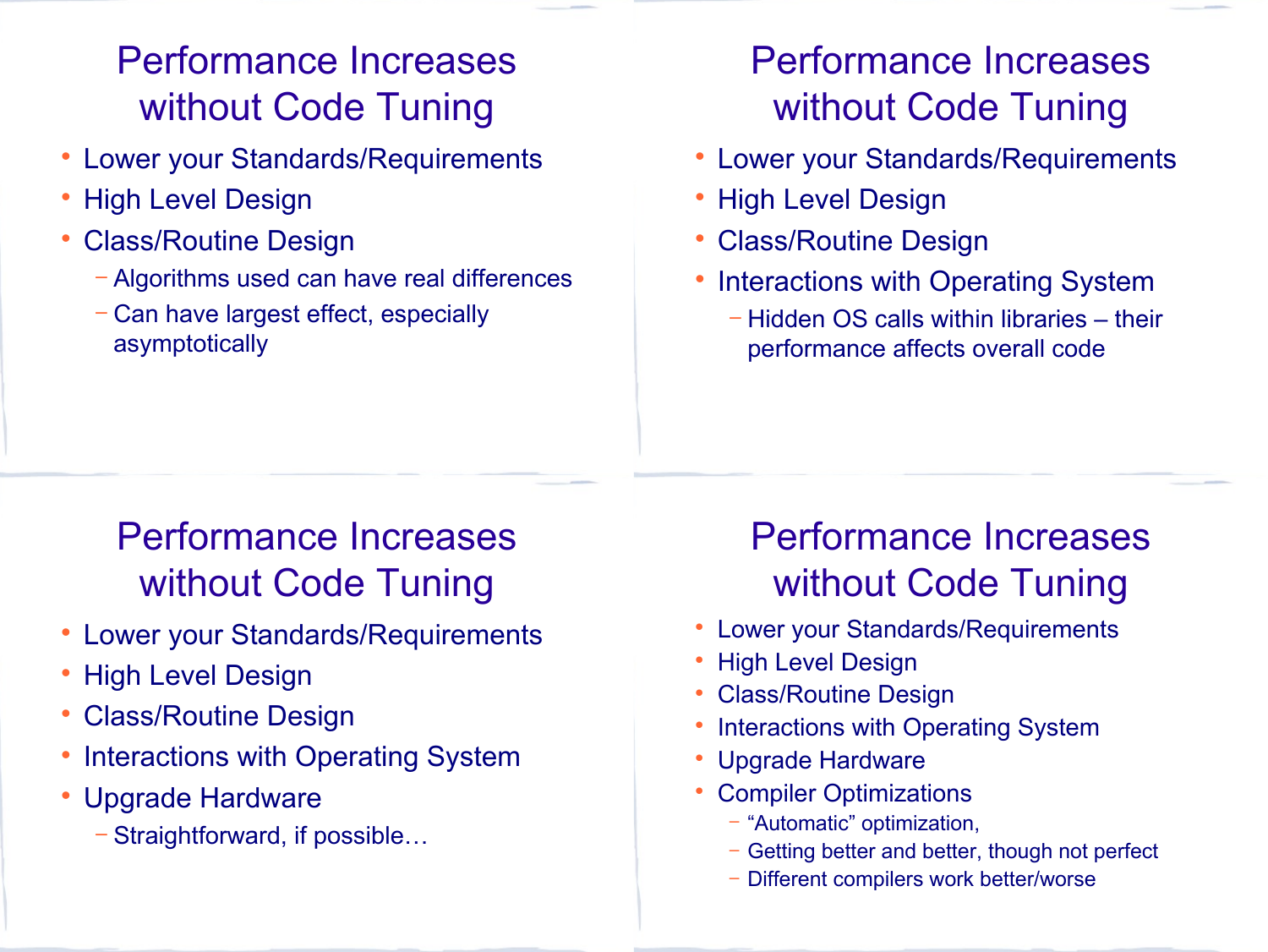## Performance Increases without Code Tuning

- Lower your Standards/Requirements
- High Level Design
- Class/Routine Design
  - Algorithms used can have real differences
  - Can have largest effect, especially asymptotically

## Performance Increases without Code Tuning

- Lower your Standards/Requirements
- High Level Design
- Class/Routine Design
- Interactions with Operating System
  - Hidden OS calls within libraries – their performance affects overall code

## Performance Increases without Code Tuning

- Lower your Standards/Requirements
- High Level Design
- Class/Routine Design
- Interactions with Operating System
- Upgrade Hardware
  - Straightforward, if possible…

## Performance Increases without Code Tuning

- Lower your Standards/Requirements
- High Level Design
- Class/Routine Design
- Interactions with Operating System
- Upgrade Hardware
- Compiler Optimizations
  - “Automatic” optimization,
  - Getting better and better, though not perfect
  - Different compilers work better/worse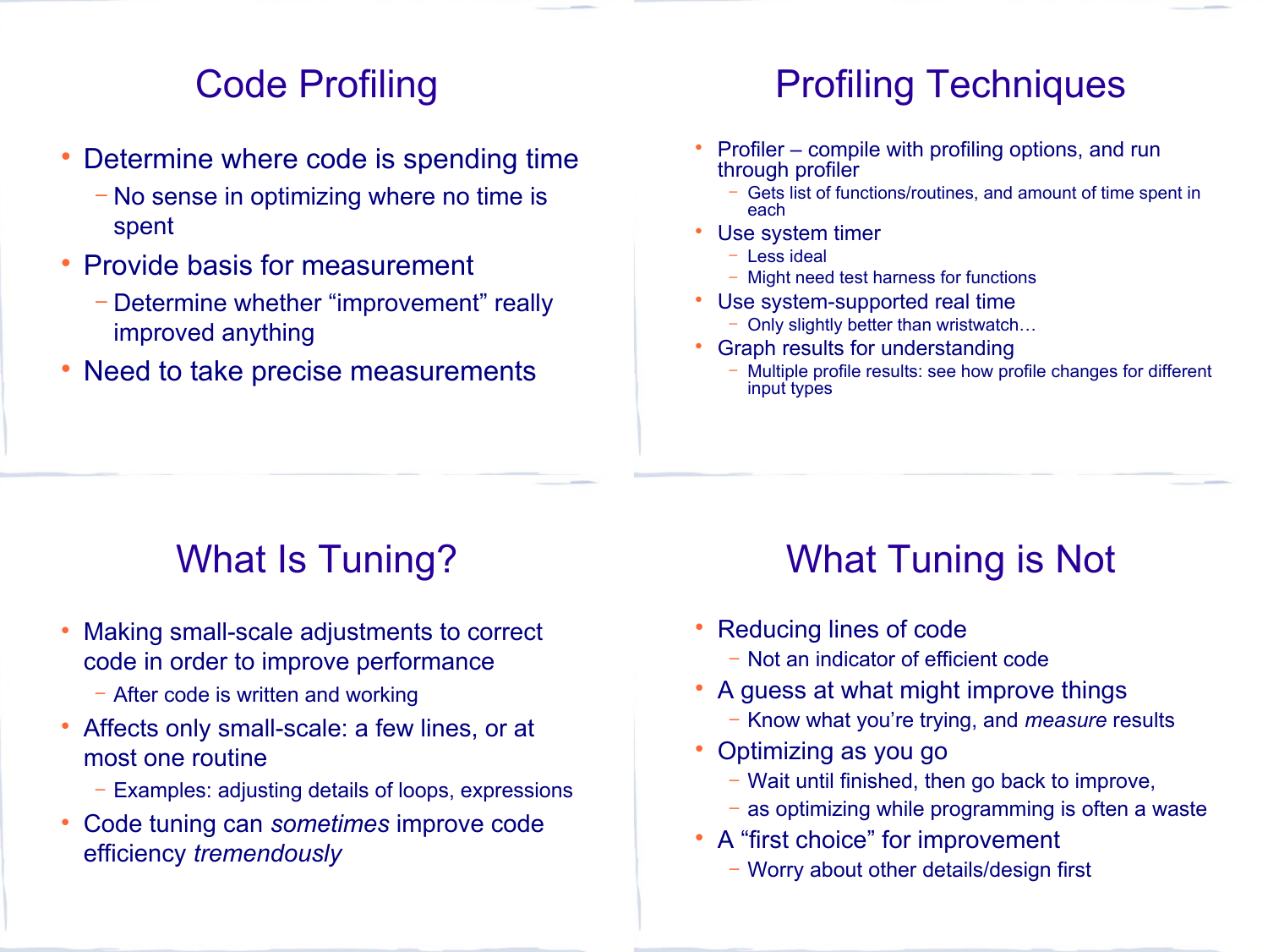# Code Profiling

- Determine where code is spending time
  - No sense in optimizing where no time is spent
- Provide basis for measurement
  - Determine whether “improvement” really improved anything
- Need to take precise measurements

# Profiling Techniques

- Profiler – compile with profiling options, and run through profiler
  - Gets list of functions/routines, and amount of time spent in each
- Use system timer
  - Less ideal
  - Might need test harness for functions
- Use system-supported real time
  - Only slightly better than wristwatch…
- Graph results for understanding
  - Multiple profile results: see how profile changes for different input types

# What Is Tuning?

- Making small-scale adjustments to correct code in order to improve performance
  - After code is written and working
- Affects only small-scale: a few lines, or at most one routine
  - Examples: adjusting details of loops, expressions
- Code tuning can *sometimes* improve code efficiency *tremendously*

# What Tuning is Not

- Reducing lines of code
  - Not an indicator of efficient code
- A guess at what might improve things
  - Know what you’re trying, and *measure* results
- Optimizing as you go
  - Wait until finished, then go back to improve,
  - as optimizing while programming is often a waste
- A “first choice” for improvement
  - Worry about other details/design first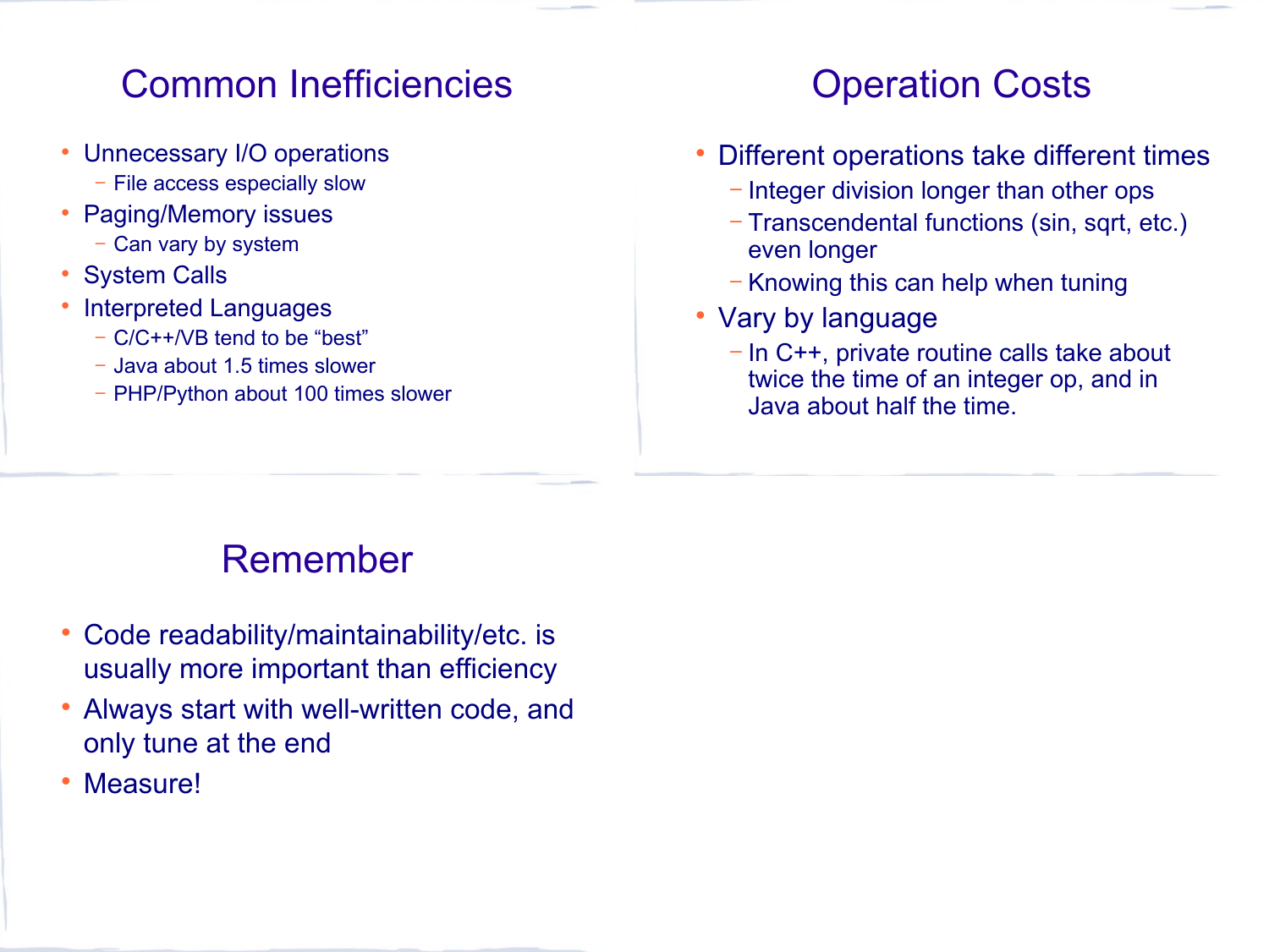## Common Inefficiencies

- Unnecessary I/O operations
  - File access especially slow
- Paging/Memory issues
  - Can vary by system
- System Calls
- Interpreted Languages
  - C/C++/VB tend to be "best"
  - Java about 1.5 times slower
  - PHP/Python about 100 times slower

## Operation Costs

- Different operations take different times
  - Integer division longer than other ops
  - Transcendental functions (sin, sqrt, etc.) even longer
  - Knowing this can help when tuning
- Vary by language
  - In C++, private routine calls take about twice the time of an integer op, and in Java about half the time.

## Remember

- Code readability/maintainability/etc. is usually more important than efficiency
- Always start with well-written code, and only tune at the end
- Measure!